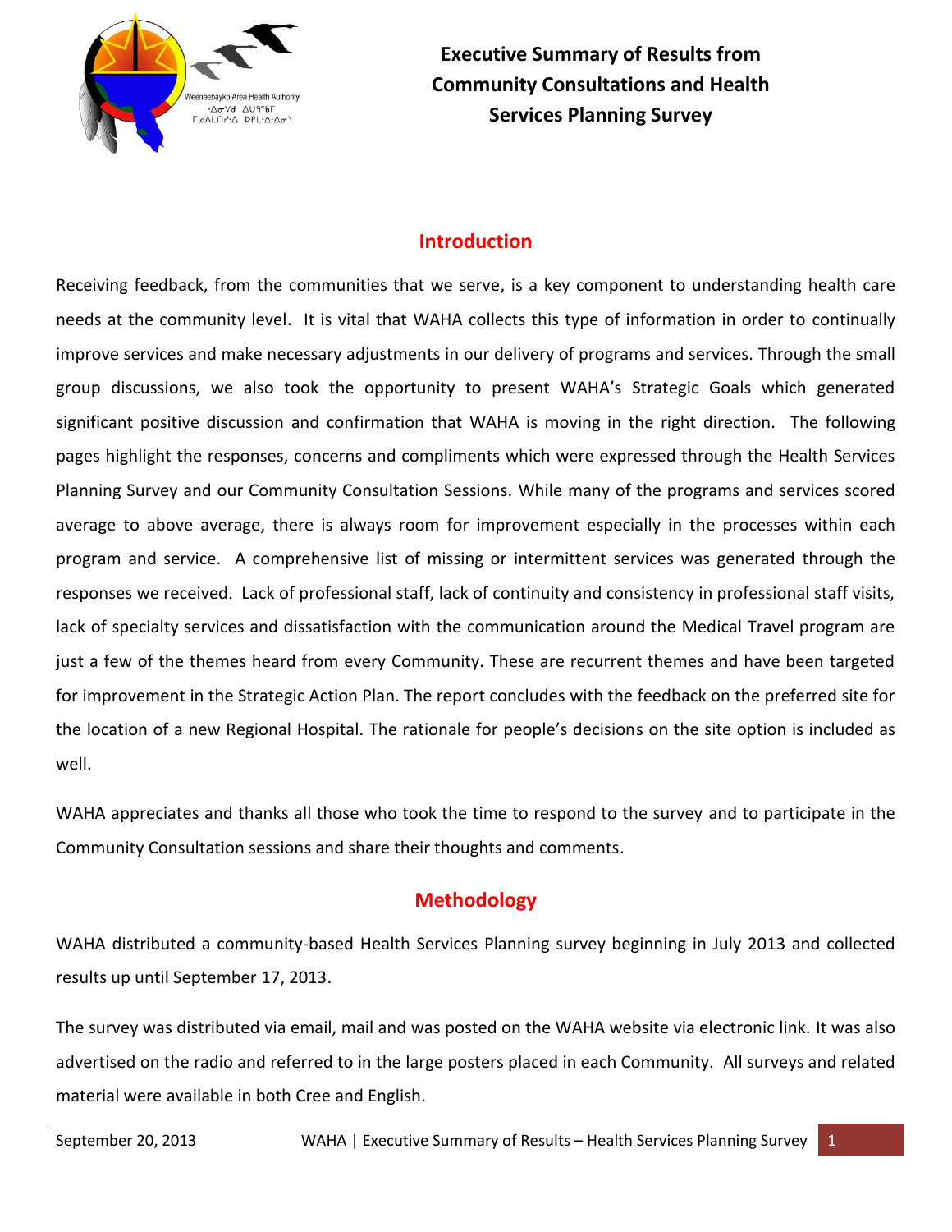# Executive Summary of Results from Community Consultations and Health Services Planning Survey

## Introduction

Receiving feedback, from the communities that we serve, is a key component to understanding health care needs at the community level. It is vital that WAHA collects this type of information in order to continually improve services and make necessary adjustments in our delivery of programs and services. Through the small group discussions, we also took the opportunity to present WAHA's Strategic Goals which generated significant positive discussion and confirmation that WAHA is moving in the right direction. The following pages highlight the responses, concerns and compliments which were expressed through the Health Services Planning Survey and our Community Consultation Sessions. While many of the programs and services scored average to above average, there is always room for improvement especially in the processes within each program and service. A comprehensive list of missing or intermittent services was generated through the responses we received. Lack of professional staff, lack of continuity and consistency in professional staff visits, lack of specialty services and dissatisfaction with the communication around the Medical Travel program are just a few of the themes heard from every Community. These are recurrent themes and have been targeted for improvement in the Strategic Action Plan. The report concludes with the feedback on the preferred site for the location of a new Regional Hospital. The rationale for people's decisions on the site option is included as well.

WAHA appreciates and thanks all those who took the time to respond to the survey and to participate in the Community Consultation sessions and share their thoughts and comments.

## Methodology

WAHA distributed a community-based Health Services Planning survey beginning in July 2013 and collected results up until September 17, 2013.

The survey was distributed via email, mail and was posted on the WAHA website via electronic link. It was also advertised on the radio and referred to in the large posters placed in each Community. All surveys and related material were available in both Cree and English.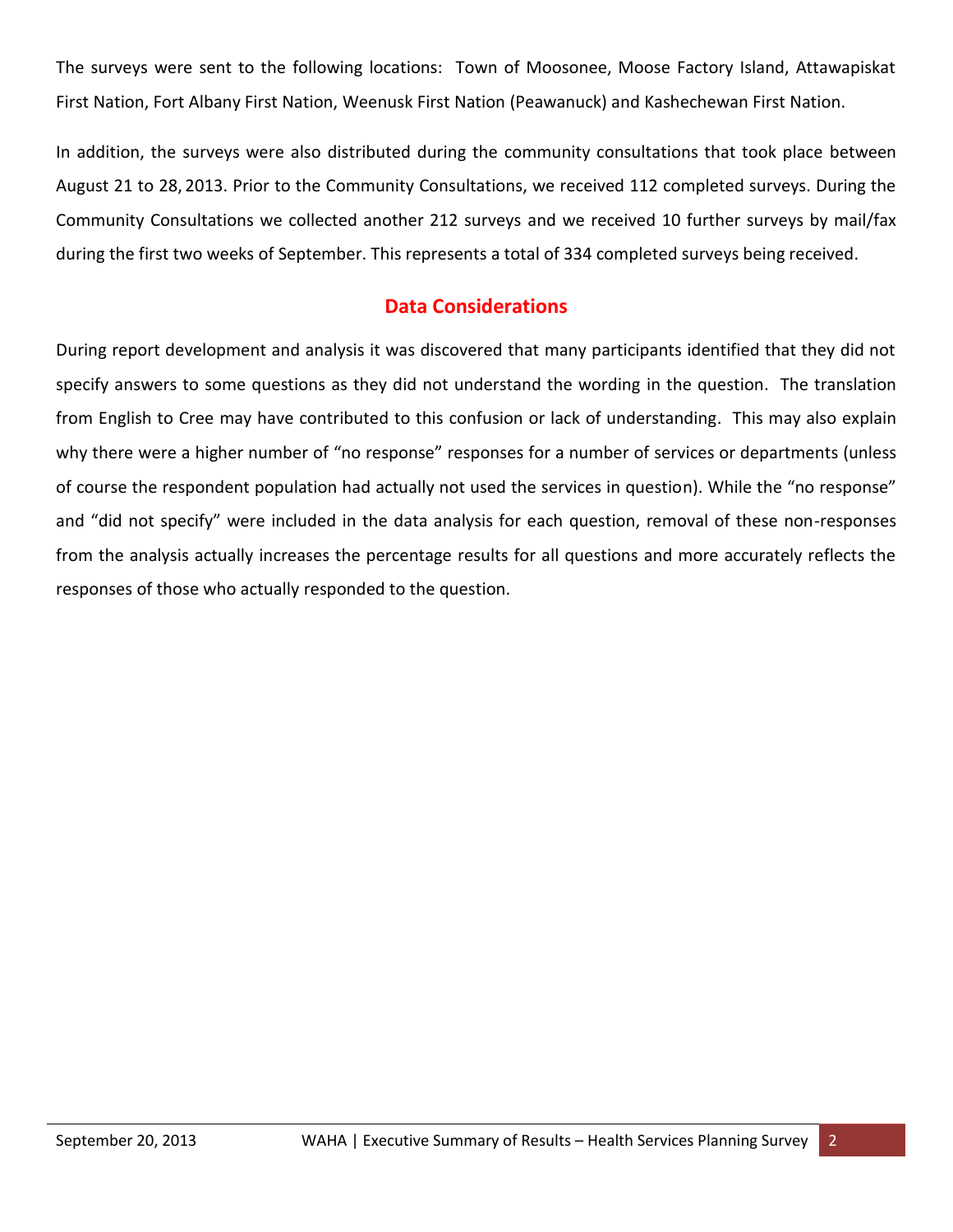The surveys were sent to the following locations: Town of Moosonee, Moose Factory Island, Attawapiskat First Nation, Fort Albany First Nation, Weenusk First Nation (Peawanuck) and Kashechewan First Nation.

In addition, the surveys were also distributed during the community consultations that took place between August 21 to 28, 2013. Prior to the Community Consultations, we received 112 completed surveys. During the Community Consultations we collected another 212 surveys and we received 10 further surveys by mail/fax during the first two weeks of September. This represents a total of 334 completed surveys being received.

## Data Considerations

During report development and analysis it was discovered that many participants identified that they did not specify answers to some questions as they did not understand the wording in the question. The translation from English to Cree may have contributed to this confusion or lack of understanding. This may also explain why there were a higher number of "no response" responses for a number of services or departments (unless of course the respondent population had actually not used the services in question). While the "no response" and "did not specify" were included in the data analysis for each question, removal of these non-responses from the analysis actually increases the percentage results for all questions and more accurately reflects the responses of those who actually responded to the question.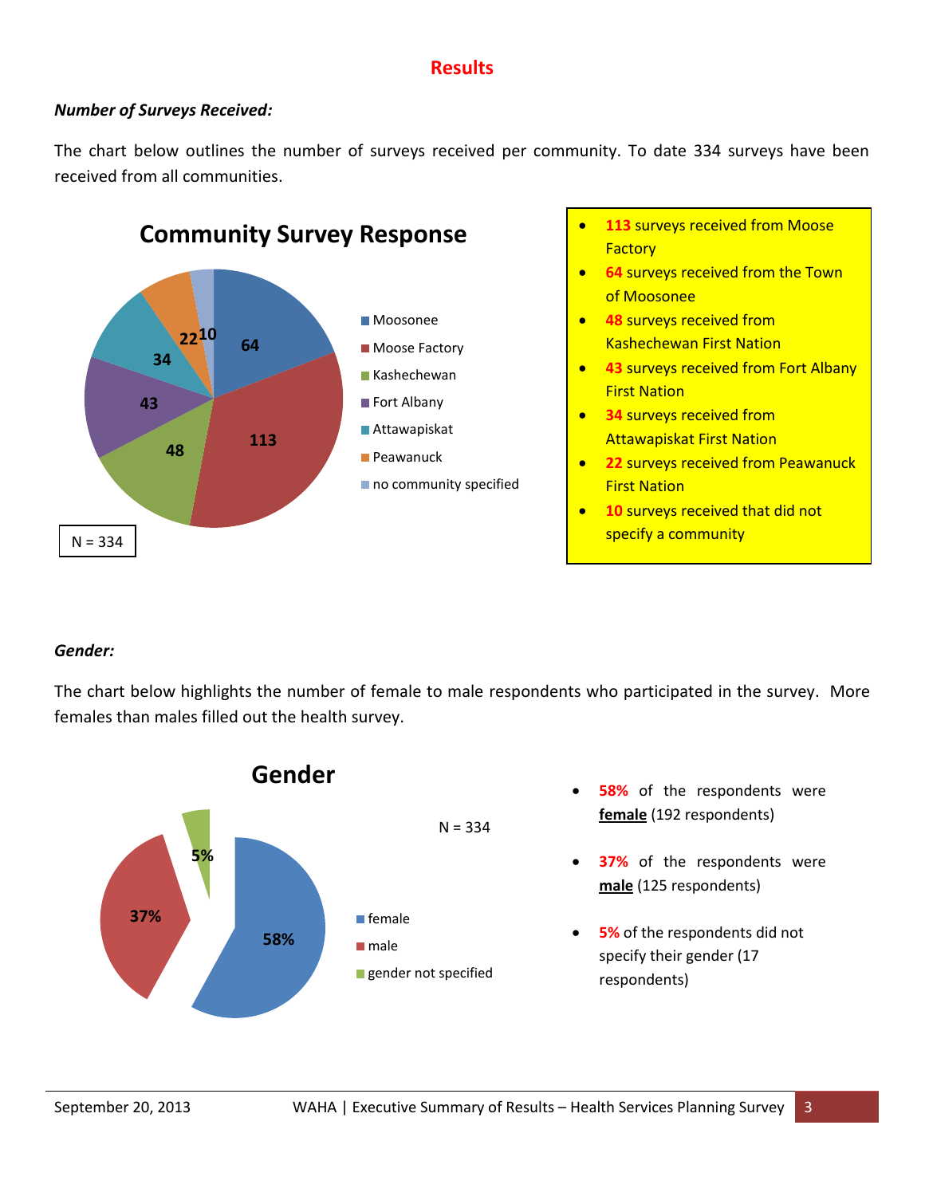## Results

***Number of Surveys Received:***

The chart below outlines the number of surveys received per community. To date 334 surveys have been received from all communities.

**Community Survey Response**

| Community | Surveys |
|---|---|
| Moosonee | 64 |
| Moose Factory | 113 |
| Kashechewan | 48 |
| Fort Albany | 43 |
| Attawapiskat | 34 |
| Peawanuck | 22 |
| no community specified | 10 |

N = 334

- **113** surveys received from Moose Factory
- **64** surveys received from the Town of Moosonee
- **48** surveys received from Kashechewan First Nation
- **43** surveys received from Fort Albany First Nation
- **34** surveys received from Attawapiskat First Nation
- **22** surveys received from Peawanuck First Nation
- **10** surveys received that did not specify a community

***Gender:***

The chart below highlights the number of female to male respondents who participated in the survey. More females than males filled out the health survey.

**Gender**

N = 334

| Gender | Percentage |
|---|---|
| female | 58% |
| male | 37% |
| gender not specified | 5% |

- **58%** of the respondents were **female** (192 respondents)
- **37%** of the respondents were **male** (125 respondents)
- **5%** of the respondents did not specify their gender (17 respondents)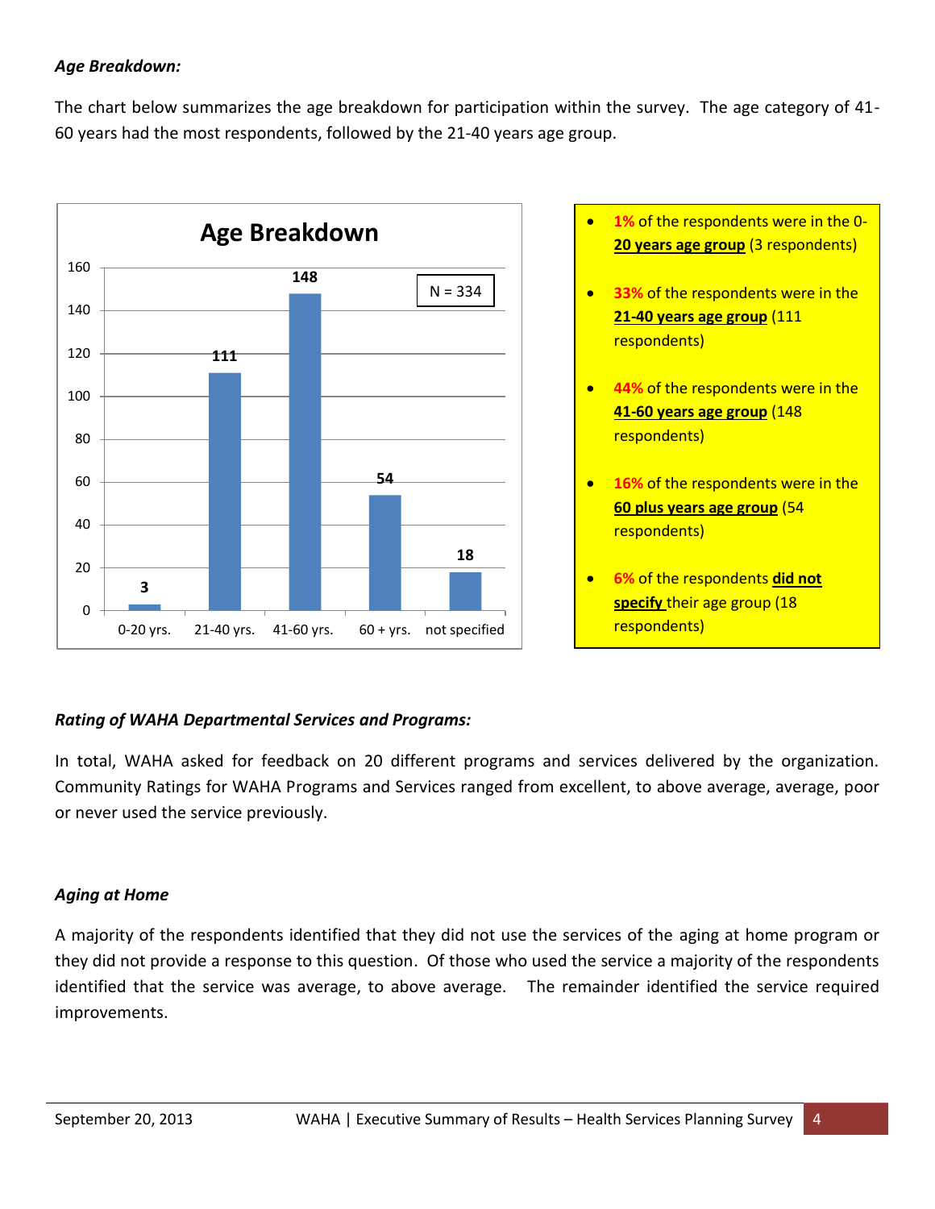***Age Breakdown:***

The chart below summarizes the age breakdown for participation within the survey. The age category of 41-60 years had the most respondents, followed by the 21-40 years age group.

**Age Breakdown**

N = 334

| Age group | Respondents |
|---|---|
| 0-20 yrs. | 3 |
| 21-40 yrs. | 111 |
| 41-60 yrs. | 148 |
| 60 + yrs. | 54 |
| not specified | 18 |

- **1%** of the respondents were in the **0-20 years age group** (3 respondents)
- **33%** of the respondents were in the **21-40 years age group** (111 respondents)
- **44%** of the respondents were in the **41-60 years age group** (148 respondents)
- **16%** of the respondents were in the **60 plus years age group** (54 respondents)
- **6%** of the respondents **did not specify** their age group (18 respondents)

***Rating of WAHA Departmental Services and Programs:***

In total, WAHA asked for feedback on 20 different programs and services delivered by the organization. Community Ratings for WAHA Programs and Services ranged from excellent, to above average, average, poor or never used the service previously.

***Aging at Home***

A majority of the respondents identified that they did not use the services of the aging at home program or they did not provide a response to this question. Of those who used the service a majority of the respondents identified that the service was average, to above average. The remainder identified the service required improvements.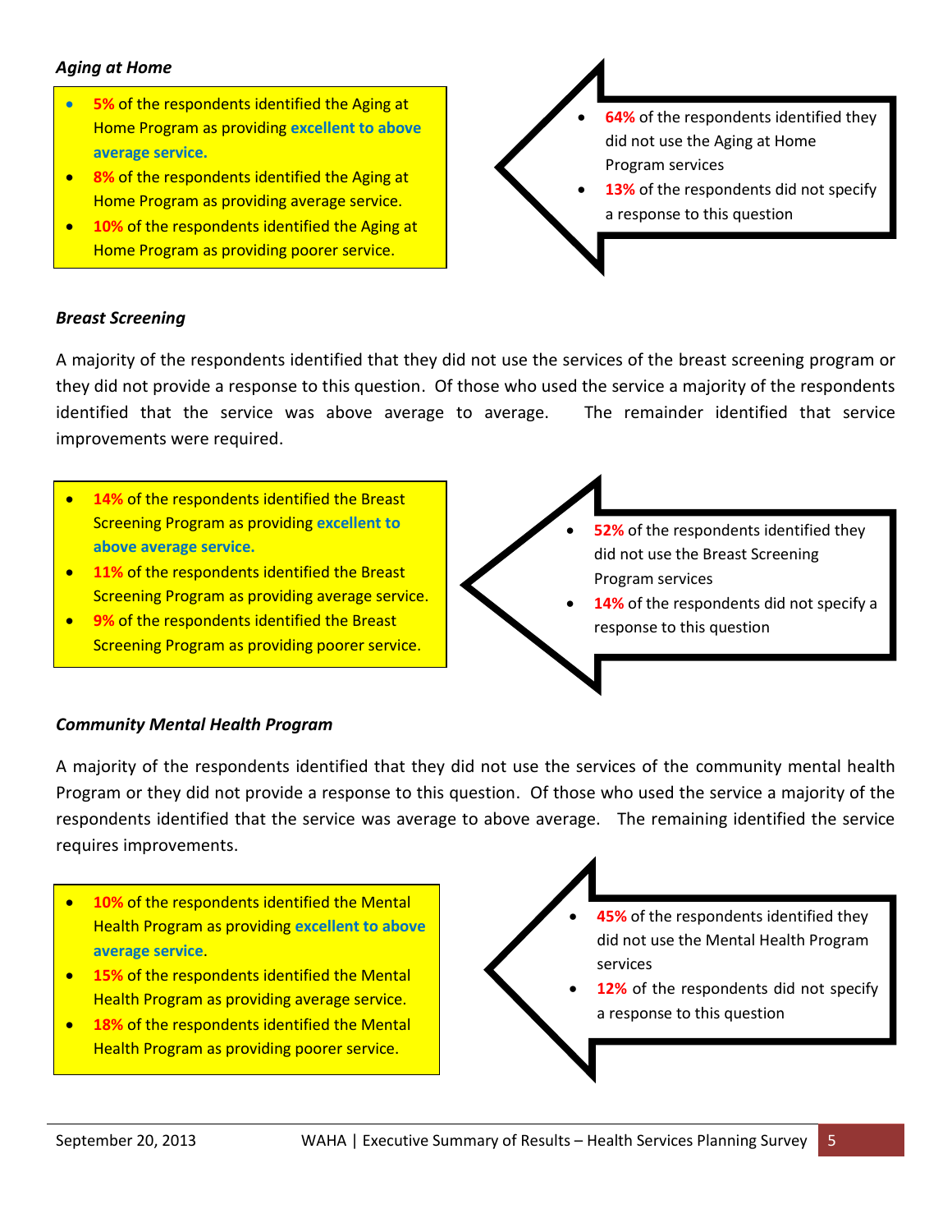### *Aging at Home*

- **5%** of the respondents identified the Aging at Home Program as providing **excellent to above average service.**
- **8%** of the respondents identified the Aging at Home Program as providing average service.
- **10%** of the respondents identified the Aging at Home Program as providing poorer service.

- **64%** of the respondents identified they did not use the Aging at Home Program services
- **13%** of the respondents did not specify a response to this question

### *Breast Screening*

A majority of the respondents identified that they did not use the services of the breast screening program or they did not provide a response to this question. Of those who used the service a majority of the respondents identified that the service was above average to average. The remainder identified that service improvements were required.

- **14%** of the respondents identified the Breast Screening Program as providing **excellent to above average service.**
- **11%** of the respondents identified the Breast Screening Program as providing average service.
- **9%** of the respondents identified the Breast Screening Program as providing poorer service.

- **52%** of the respondents identified they did not use the Breast Screening Program services
- **14%** of the respondents did not specify a response to this question

### *Community Mental Health Program*

A majority of the respondents identified that they did not use the services of the community mental health Program or they did not provide a response to this question. Of those who used the service a majority of the respondents identified that the service was average to above average. The remaining identified the service requires improvements.

- **10%** of the respondents identified the Mental Health Program as providing **excellent to above average service**.
- **15%** of the respondents identified the Mental Health Program as providing average service.
- **18%** of the respondents identified the Mental Health Program as providing poorer service.

- **45%** of the respondents identified they did not use the Mental Health Program services
- **12%** of the respondents did not specify a response to this question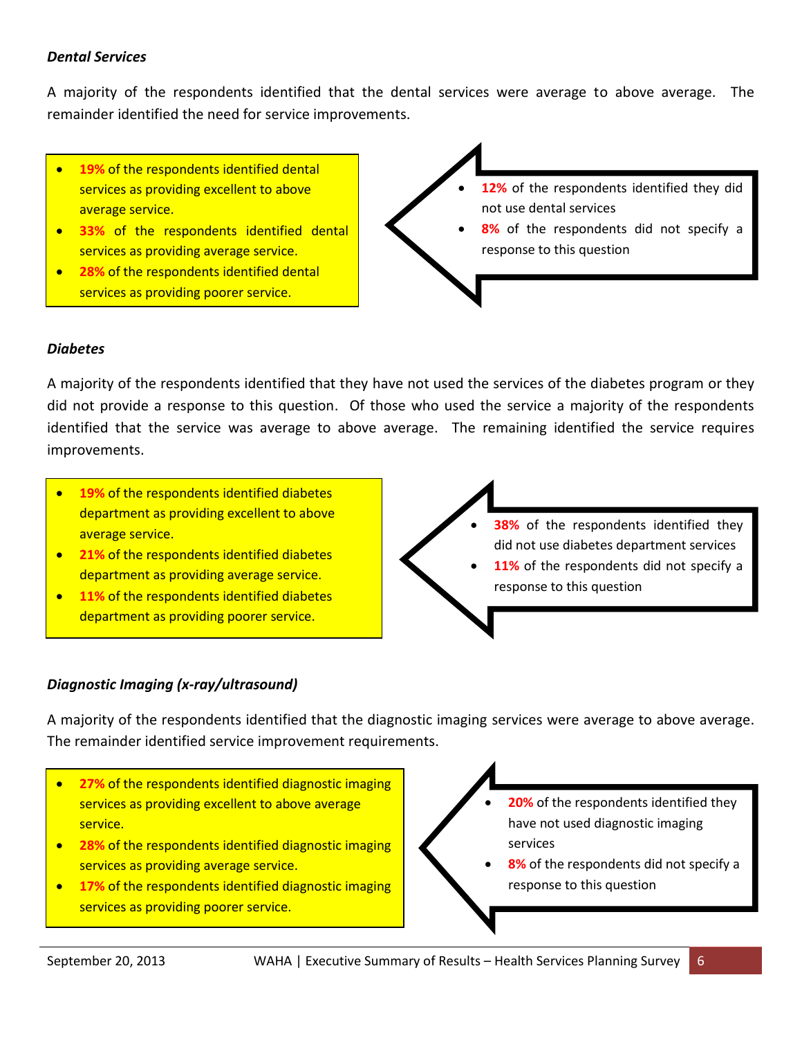### *Dental Services*

A majority of the respondents identified that the dental services were average to above average. The remainder identified the need for service improvements.

- **19%** of the respondents identified dental services as providing excellent to above average service.
- **33%** of the respondents identified dental services as providing average service.
- **28%** of the respondents identified dental services as providing poorer service.

- **12%** of the respondents identified they did not use dental services
- **8%** of the respondents did not specify a response to this question

### *Diabetes*

A majority of the respondents identified that they have not used the services of the diabetes program or they did not provide a response to this question. Of those who used the service a majority of the respondents identified that the service was average to above average. The remaining identified the service requires improvements.

- **19%** of the respondents identified diabetes department as providing excellent to above average service.
- **21%** of the respondents identified diabetes department as providing average service.
- **11%** of the respondents identified diabetes department as providing poorer service.

- **38%** of the respondents identified they did not use diabetes department services
- **11%** of the respondents did not specify a response to this question

### *Diagnostic Imaging (x-ray/ultrasound)*

A majority of the respondents identified that the diagnostic imaging services were average to above average. The remainder identified service improvement requirements.

- **27%** of the respondents identified diagnostic imaging services as providing excellent to above average service.
- **28%** of the respondents identified diagnostic imaging services as providing average service.
- **17%** of the respondents identified diagnostic imaging services as providing poorer service.

- **20%** of the respondents identified they have not used diagnostic imaging services
- **8%** of the respondents did not specify a response to this question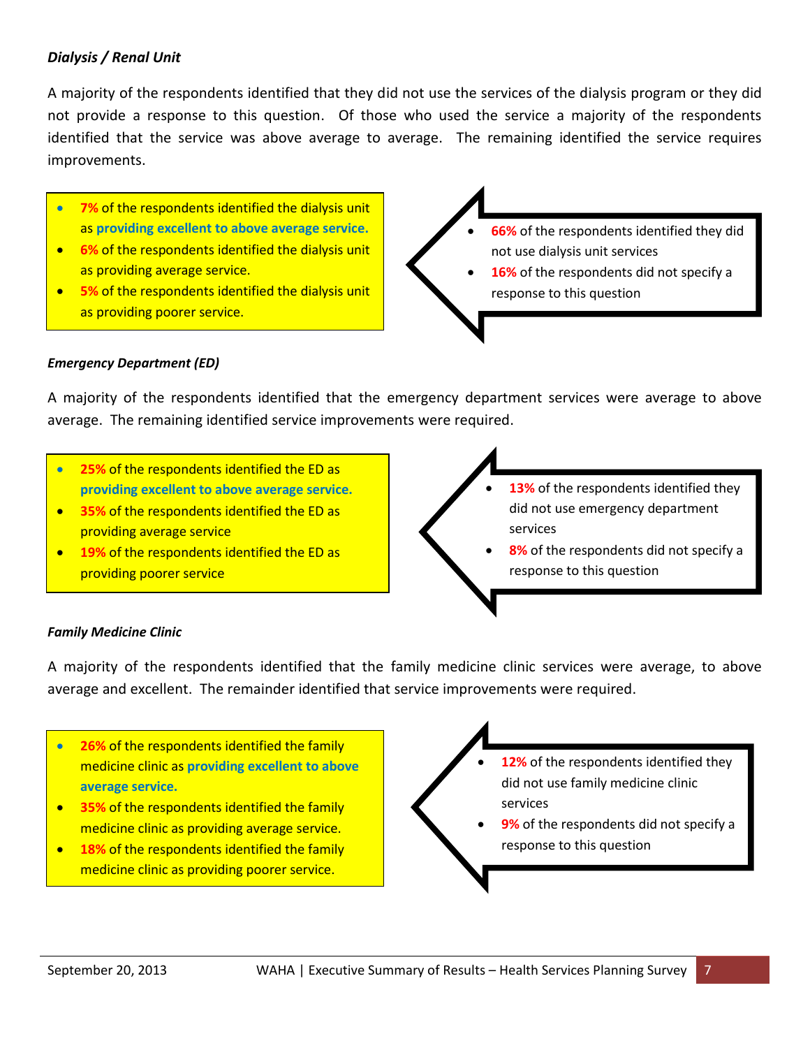***Dialysis / Renal Unit***

A majority of the respondents identified that they did not use the services of the dialysis program or they did not provide a response to this question. Of those who used the service a majority of the respondents identified that the service was above average to average. The remaining identified the service requires improvements.

- **7%** of the respondents identified the dialysis unit as **providing excellent to above average service.**
- **6%** of the respondents identified the dialysis unit as providing average service.
- **5%** of the respondents identified the dialysis unit as providing poorer service.

- **66%** of the respondents identified they did not use dialysis unit services
- **16%** of the respondents did not specify a response to this question

***Emergency Department (ED)***

A majority of the respondents identified that the emergency department services were average to above average. The remaining identified service improvements were required.

- **25%** of the respondents identified the ED as **providing excellent to above average service.**
- **35%** of the respondents identified the ED as providing average service
- **19%** of the respondents identified the ED as providing poorer service

- **13%** of the respondents identified they did not use emergency department services
- **8%** of the respondents did not specify a response to this question

***Family Medicine Clinic***

A majority of the respondents identified that the family medicine clinic services were average, to above average and excellent. The remainder identified that service improvements were required.

- **26%** of the respondents identified the family medicine clinic as **providing excellent to above average service.**
- **35%** of the respondents identified the family medicine clinic as providing average service.
- **18%** of the respondents identified the family medicine clinic as providing poorer service.

- **12%** of the respondents identified they did not use family medicine clinic services
- **9%** of the respondents did not specify a response to this question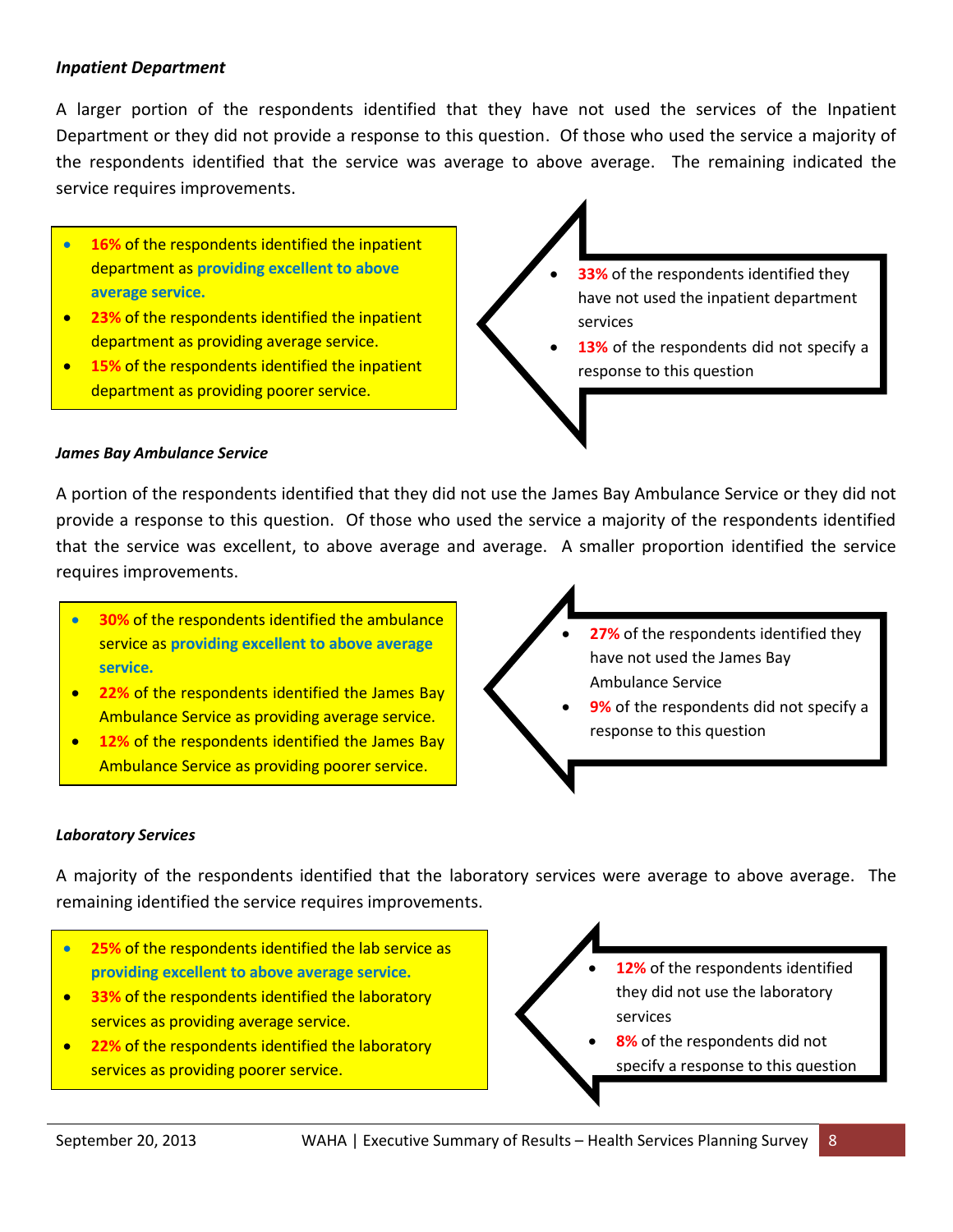***Inpatient Department***

A larger portion of the respondents identified that they have not used the services of the Inpatient Department or they did not provide a response to this question. Of those who used the service a majority of the respondents identified that the service was average to above average. The remaining indicated the service requires improvements.

- **16%** of the respondents identified the inpatient department as **providing excellent to above average service.**
- **23%** of the respondents identified the inpatient department as providing average service.
- **15%** of the respondents identified the inpatient department as providing poorer service.

- **33%** of the respondents identified they have not used the inpatient department services
- **13%** of the respondents did not specify a response to this question

***James Bay Ambulance Service***

A portion of the respondents identified that they did not use the James Bay Ambulance Service or they did not provide a response to this question. Of those who used the service a majority of the respondents identified that the service was excellent, to above average and average. A smaller proportion identified the service requires improvements.

- **30%** of the respondents identified the ambulance service as **providing excellent to above average service.**
- **22%** of the respondents identified the James Bay Ambulance Service as providing average service.
- **12%** of the respondents identified the James Bay Ambulance Service as providing poorer service.

- **27%** of the respondents identified they have not used the James Bay Ambulance Service
- **9%** of the respondents did not specify a response to this question

***Laboratory Services***

A majority of the respondents identified that the laboratory services were average to above average. The remaining identified the service requires improvements.

- **25%** of the respondents identified the lab service as **providing excellent to above average service.**
- **33%** of the respondents identified the laboratory services as providing average service.
- **22%** of the respondents identified the laboratory services as providing poorer service.

- **12%** of the respondents identified they did not use the laboratory services
- **8%** of the respondents did not specify a response to this question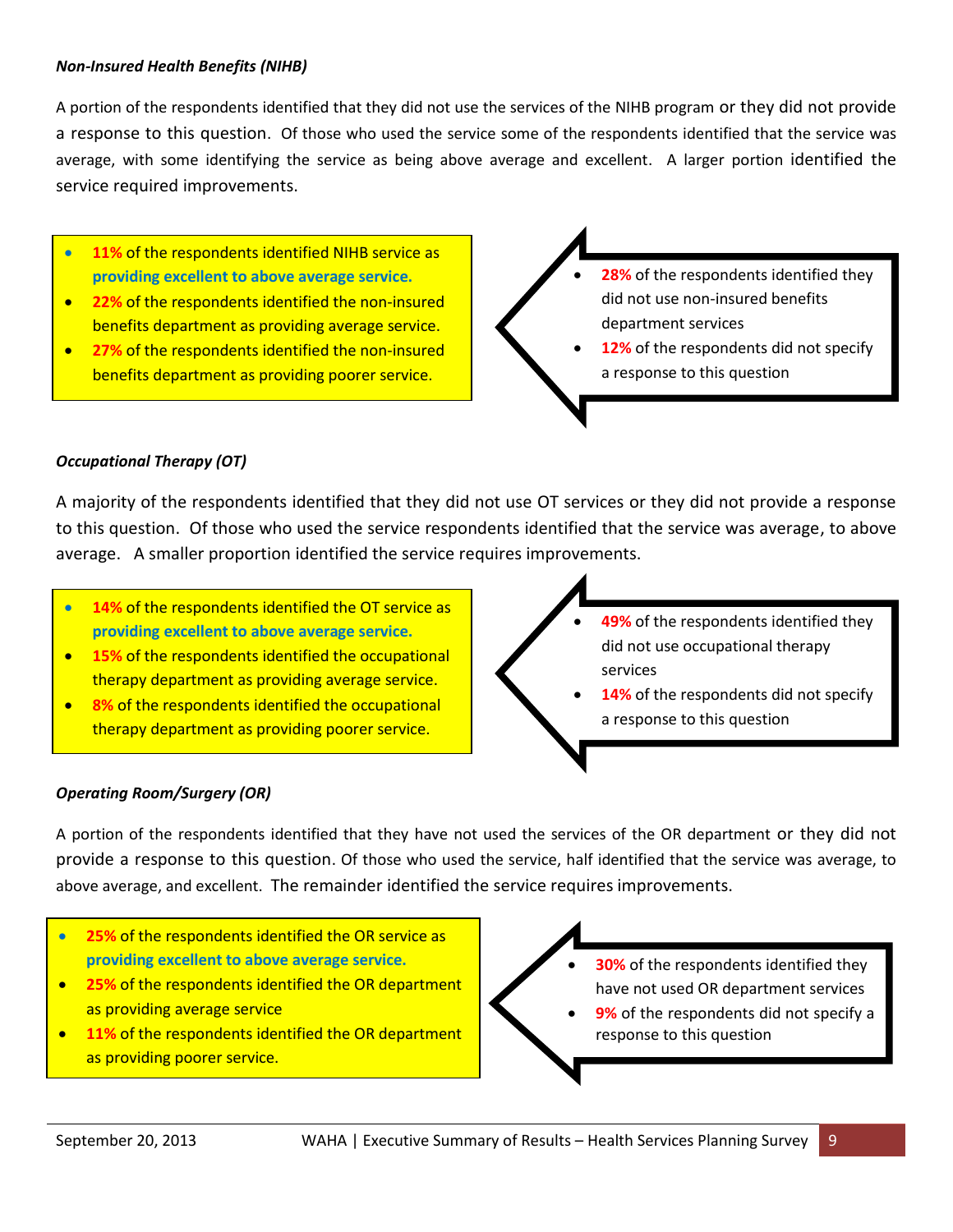### *Non-Insured Health Benefits (NIHB)*

A portion of the respondents identified that they did not use the services of the NIHB program or they did not provide a response to this question. Of those who used the service some of the respondents identified that the service was average, with some identifying the service as being above average and excellent. A larger portion identified the service required improvements.

- **11%** of the respondents identified NIHB service as **providing excellent to above average service.**
- **22%** of the respondents identified the non-insured benefits department as providing average service.
- **27%** of the respondents identified the non-insured benefits department as providing poorer service.

- **28%** of the respondents identified they did not use non-insured benefits department services
- **12%** of the respondents did not specify a response to this question

### *Occupational Therapy (OT)*

A majority of the respondents identified that they did not use OT services or they did not provide a response to this question. Of those who used the service respondents identified that the service was average, to above average. A smaller proportion identified the service requires improvements.

- **14%** of the respondents identified the OT service as **providing excellent to above average service.**
- **15%** of the respondents identified the occupational therapy department as providing average service.
- **8%** of the respondents identified the occupational therapy department as providing poorer service.

- **49%** of the respondents identified they did not use occupational therapy services
- **14%** of the respondents did not specify a response to this question

### *Operating Room/Surgery (OR)*

A portion of the respondents identified that they have not used the services of the OR department or they did not provide a response to this question. Of those who used the service, half identified that the service was average, to above average, and excellent. The remainder identified the service requires improvements.

- **25%** of the respondents identified the OR service as **providing excellent to above average service.**
- **25%** of the respondents identified the OR department as providing average service
- **11%** of the respondents identified the OR department as providing poorer service.

- **30%** of the respondents identified they have not used OR department services
- **9%** of the respondents did not specify a response to this question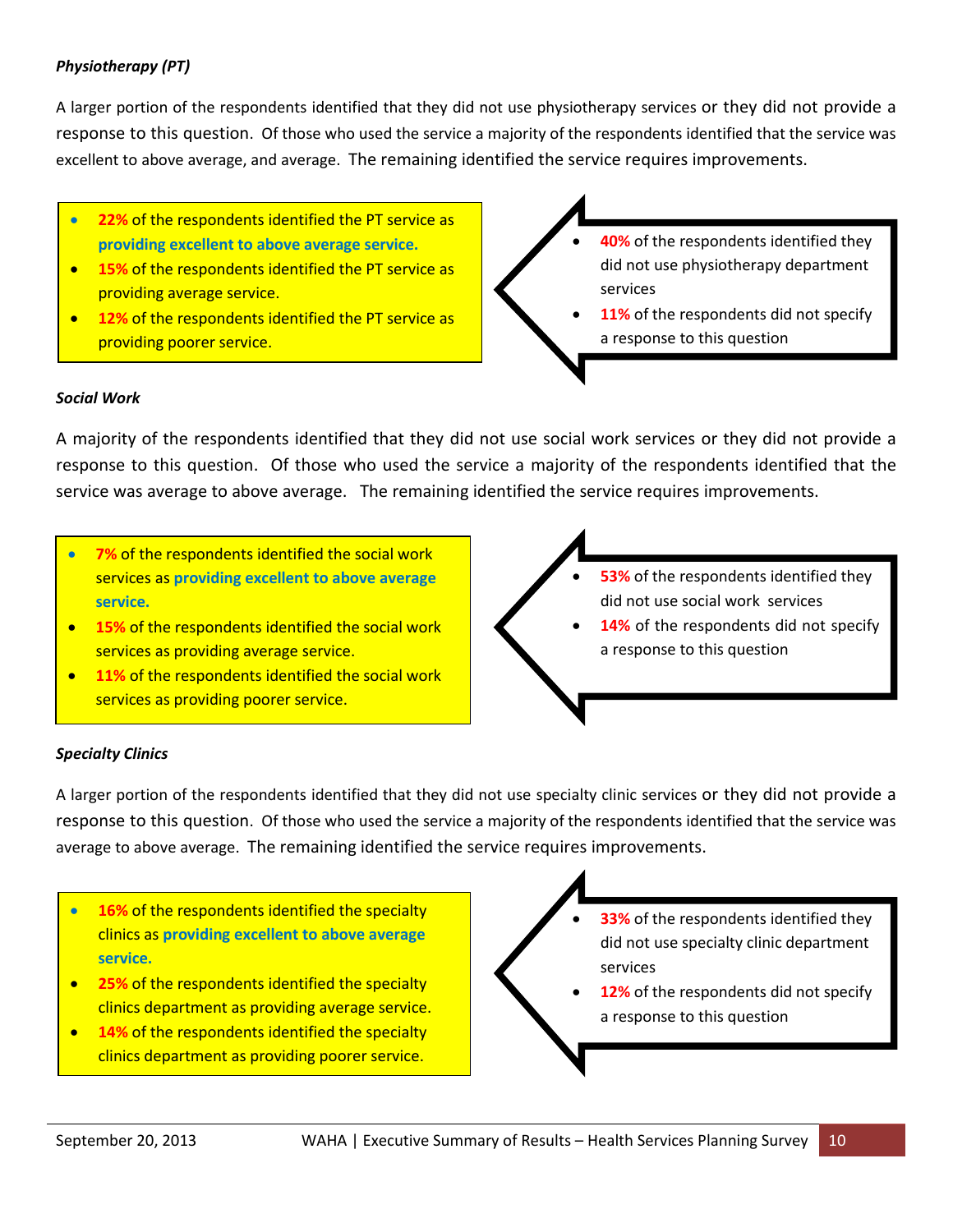### *Physiotherapy (PT)*

A larger portion of the respondents identified that they did not use physiotherapy services or they did not provide a response to this question. Of those who used the service a majority of the respondents identified that the service was excellent to above average, and average. The remaining identified the service requires improvements.

- **22%** of the respondents identified the PT service as **providing excellent to above average service.**
- **15%** of the respondents identified the PT service as providing average service.
- **12%** of the respondents identified the PT service as providing poorer service.

- **40%** of the respondents identified they did not use physiotherapy department services
- **11%** of the respondents did not specify a response to this question

### *Social Work*

A majority of the respondents identified that they did not use social work services or they did not provide a response to this question. Of those who used the service a majority of the respondents identified that the service was average to above average. The remaining identified the service requires improvements.

- **7%** of the respondents identified the social work services as **providing excellent to above average service.**
- **15%** of the respondents identified the social work services as providing average service.
- **11%** of the respondents identified the social work services as providing poorer service.

- **53%** of the respondents identified they did not use social work services
- **14%** of the respondents did not specify a response to this question

### *Specialty Clinics*

A larger portion of the respondents identified that they did not use specialty clinic services or they did not provide a response to this question. Of those who used the service a majority of the respondents identified that the service was average to above average. The remaining identified the service requires improvements.

- **16%** of the respondents identified the specialty clinics as **providing excellent to above average service.**
- **25%** of the respondents identified the specialty clinics department as providing average service.
- **14%** of the respondents identified the specialty clinics department as providing poorer service.

- **33%** of the respondents identified they did not use specialty clinic department services
- **12%** of the respondents did not specify a response to this question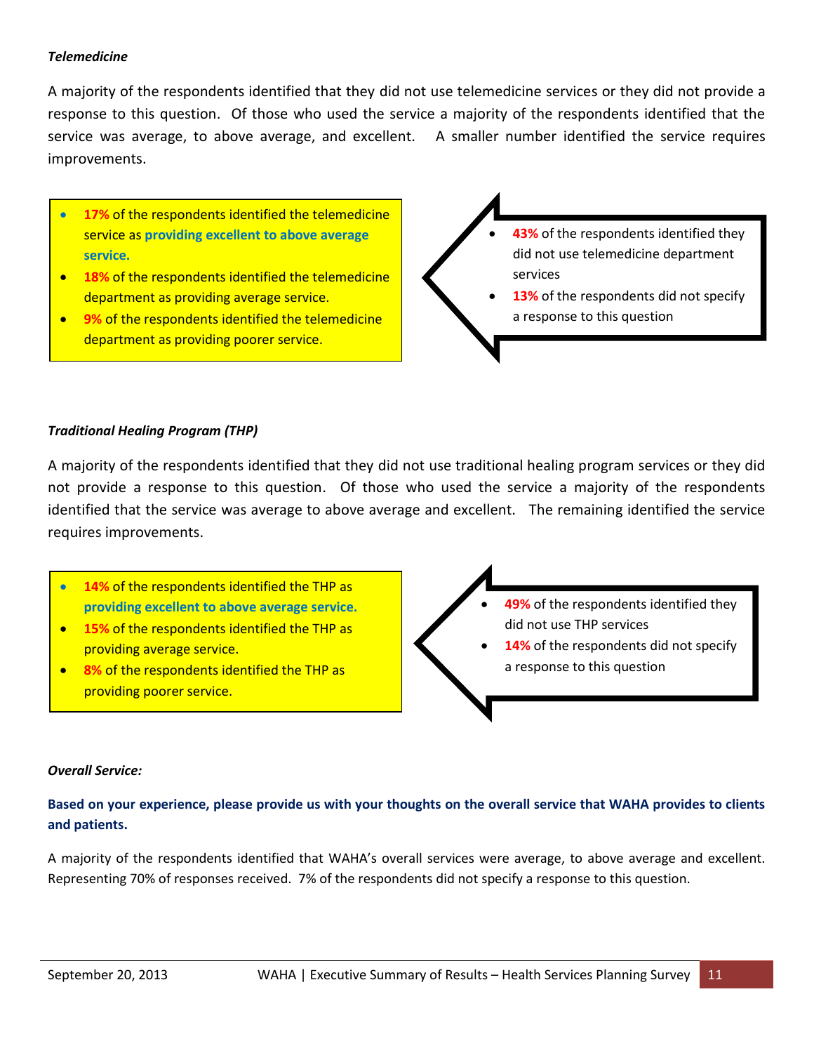***Telemedicine***

A majority of the respondents identified that they did not use telemedicine services or they did not provide a response to this question. Of those who used the service a majority of the respondents identified that the service was average, to above average, and excellent. A smaller number identified the service requires improvements.

- **17%** of the respondents identified the telemedicine service as **providing excellent to above average service.**
- **18%** of the respondents identified the telemedicine department as providing average service.
- **9%** of the respondents identified the telemedicine department as providing poorer service.

- **43%** of the respondents identified they did not use telemedicine department services
- **13%** of the respondents did not specify a response to this question

***Traditional Healing Program (THP)***

A majority of the respondents identified that they did not use traditional healing program services or they did not provide a response to this question. Of those who used the service a majority of the respondents identified that the service was average to above average and excellent. The remaining identified the service requires improvements.

- **14%** of the respondents identified the THP as **providing excellent to above average service.**
- **15%** of the respondents identified the THP as providing average service.
- **8%** of the respondents identified the THP as providing poorer service.

- **49%** of the respondents identified they did not use THP services
- **14%** of the respondents did not specify a response to this question

***Overall Service:***

**Based on your experience, please provide us with your thoughts on the overall service that WAHA provides to clients and patients.**

A majority of the respondents identified that WAHA's overall services were average, to above average and excellent. Representing 70% of responses received. 7% of the respondents did not specify a response to this question.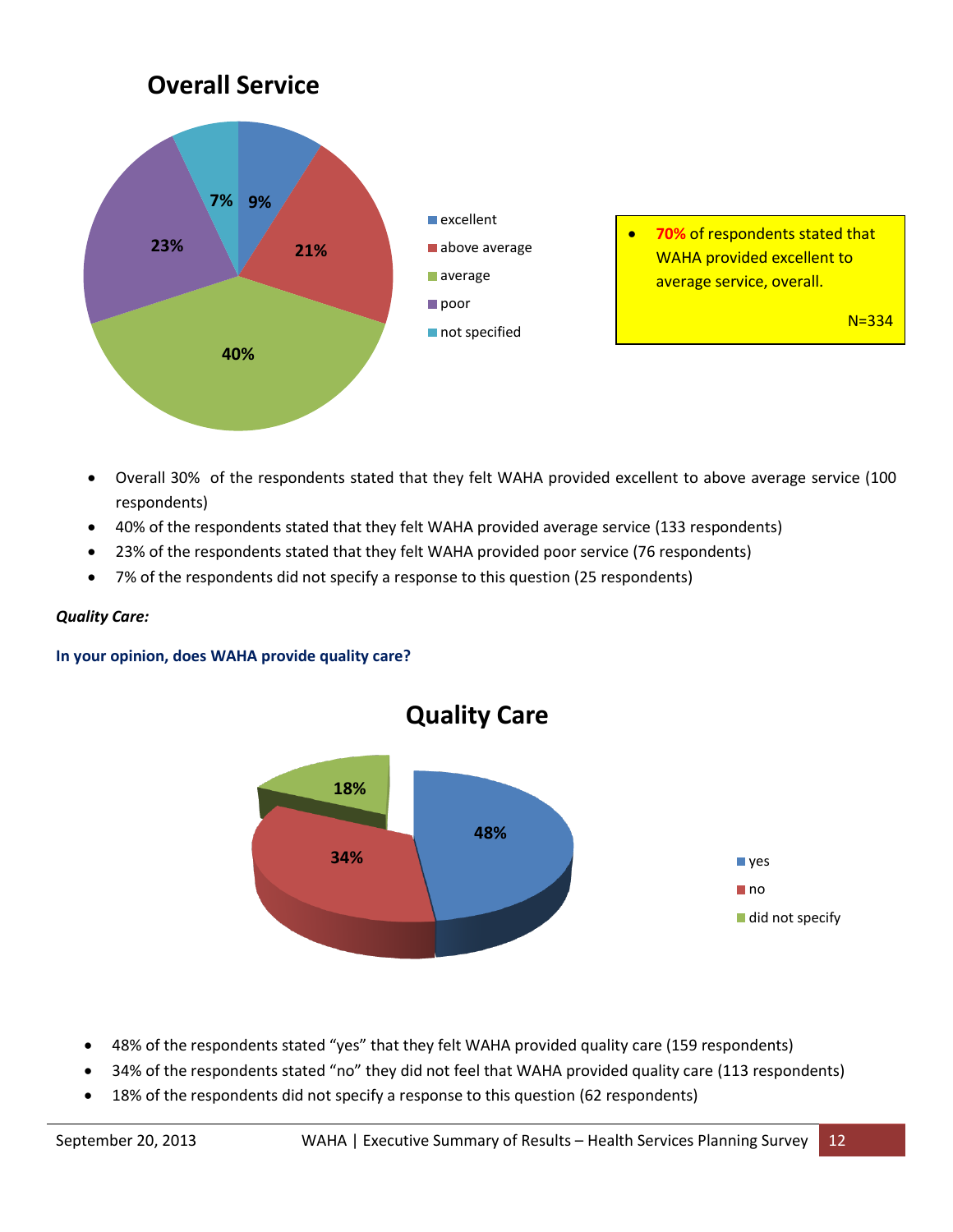## Overall Service

- excellent: 9%
- above average: 21%
- average: 40%
- poor: 23%
- not specified: 7%

> - **70%** of respondents stated that WAHA provided excellent to average service, overall.
>
> N=334

- Overall 30% of the respondents stated that they felt WAHA provided excellent to above average service (100 respondents)
- 40% of the respondents stated that they felt WAHA provided average service (133 respondents)
- 23% of the respondents stated that they felt WAHA provided poor service (76 respondents)
- 7% of the respondents did not specify a response to this question (25 respondents)

***Quality Care:***

**In your opinion, does WAHA provide quality care?**

## Quality Care

- yes: 48%
- no: 34%
- did not specify: 18%

- 48% of the respondents stated "yes" that they felt WAHA provided quality care (159 respondents)
- 34% of the respondents stated "no" they did not feel that WAHA provided quality care (113 respondents)
- 18% of the respondents did not specify a response to this question (62 respondents)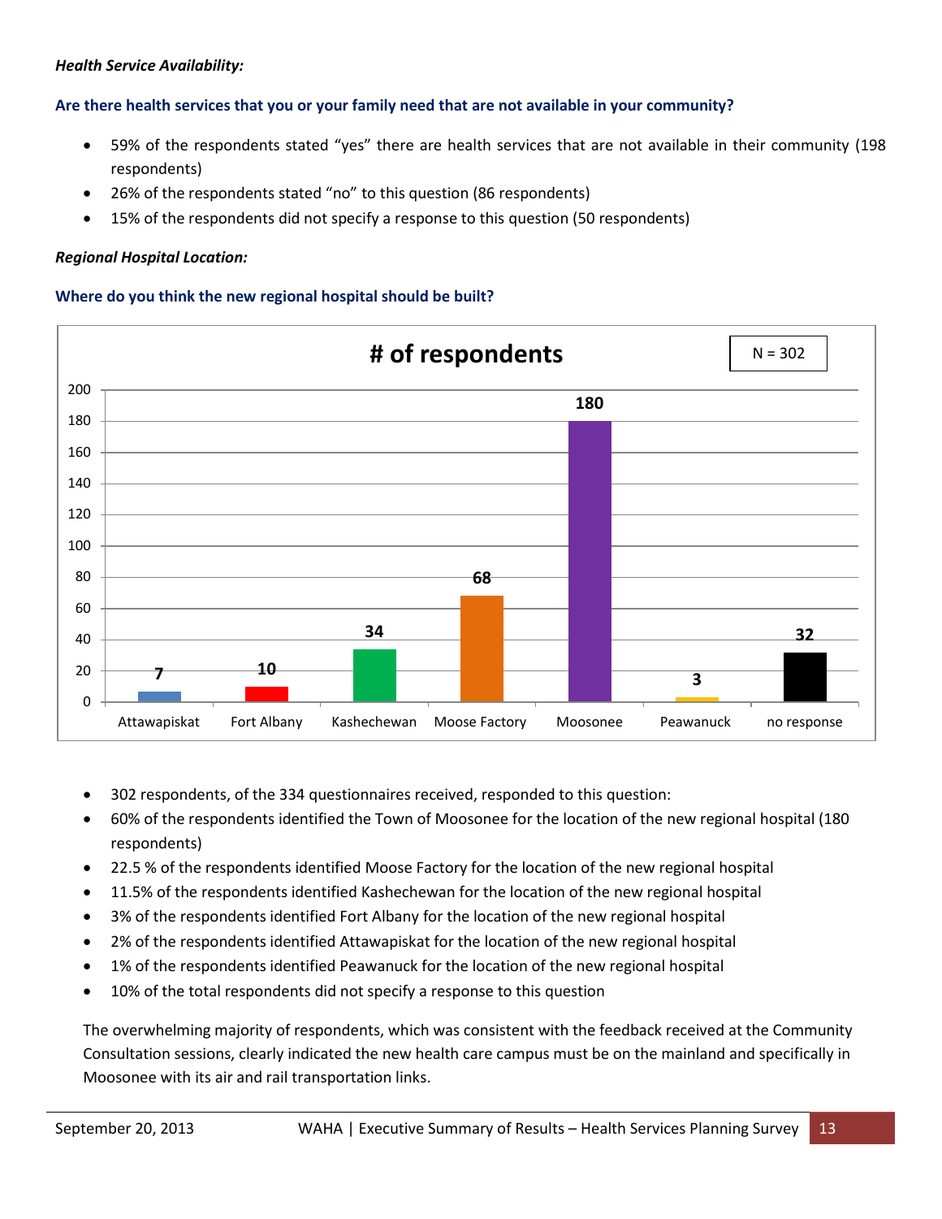***Health Service Availability:***

**Are there health services that you or your family need that are not available in your community?**

- 59% of the respondents stated "yes" there are health services that are not available in their community (198 respondents)
- 26% of the respondents stated "no" to this question (86 respondents)
- 15% of the respondents did not specify a response to this question (50 respondents)

***Regional Hospital Location:***

**Where do you think the new regional hospital should be built?**

**# of respondents** (N = 302)

| Location | # of respondents |
|---|---|
| Attawapiskat | 7 |
| Fort Albany | 10 |
| Kashechewan | 34 |
| Moose Factory | 68 |
| Moosonee | 180 |
| Peawanuck | 3 |
| no response | 32 |

- 302 respondents, of the 334 questionnaires received, responded to this question:
- 60% of the respondents identified the Town of Moosonee for the location of the new regional hospital (180 respondents)
- 22.5 % of the respondents identified Moose Factory for the location of the new regional hospital
- 11.5% of the respondents identified Kashechewan for the location of the new regional hospital
- 3% of the respondents identified Fort Albany for the location of the new regional hospital
- 2% of the respondents identified Attawapiskat for the location of the new regional hospital
- 1% of the respondents identified Peawanuck for the location of the new regional hospital
- 10% of the total respondents did not specify a response to this question

The overwhelming majority of respondents, which was consistent with the feedback received at the Community Consultation sessions, clearly indicated the new health care campus must be on the mainland and specifically in Moosonee with its air and rail transportation links.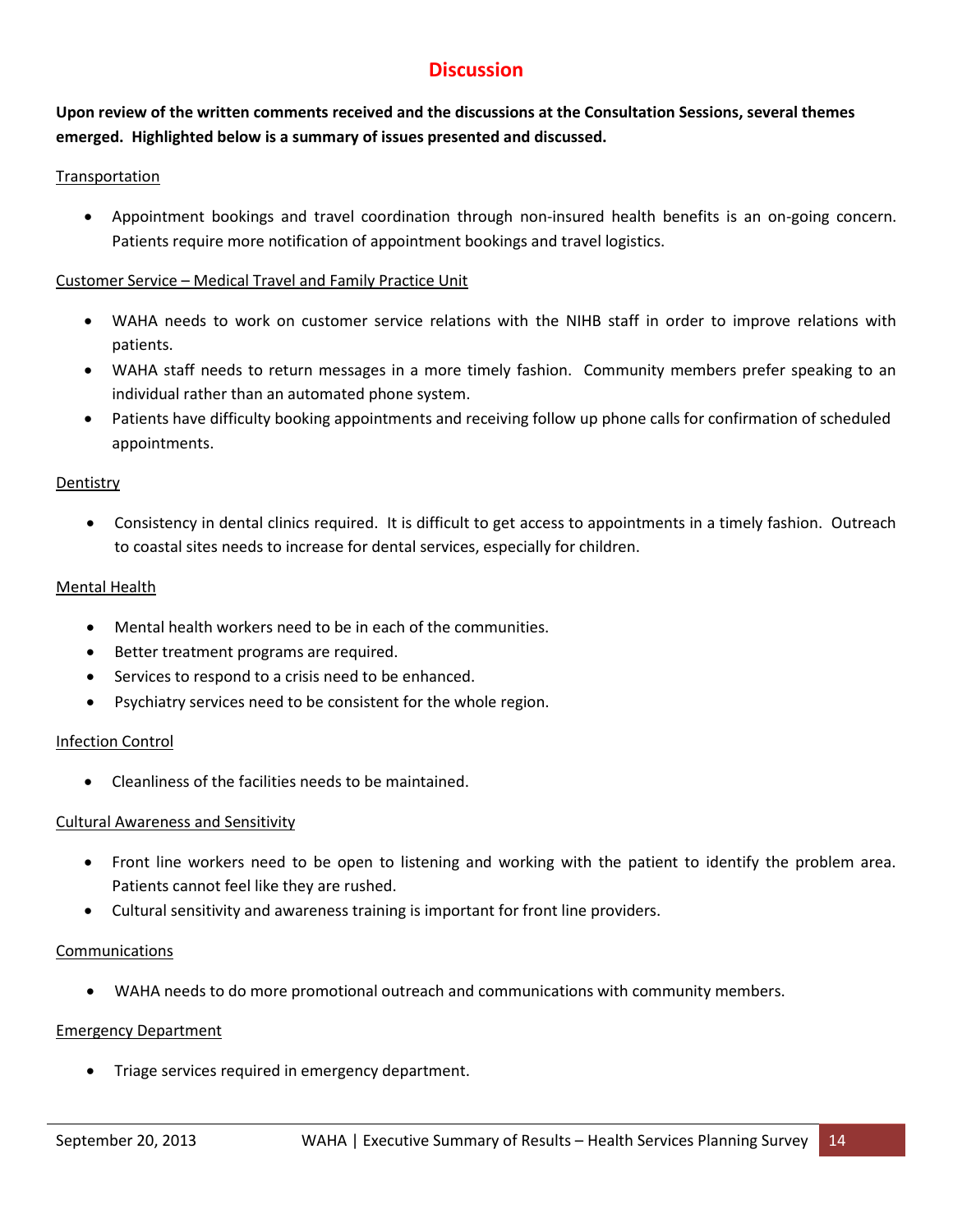# Discussion

**Upon review of the written comments received and the discussions at the Consultation Sessions, several themes emerged. Highlighted below is a summary of issues presented and discussed.**

<u>Transportation</u>

- Appointment bookings and travel coordination through non-insured health benefits is an on-going concern. Patients require more notification of appointment bookings and travel logistics.

<u>Customer Service – Medical Travel and Family Practice Unit</u>

- WAHA needs to work on customer service relations with the NIHB staff in order to improve relations with patients.
- WAHA staff needs to return messages in a more timely fashion. Community members prefer speaking to an individual rather than an automated phone system.
- Patients have difficulty booking appointments and receiving follow up phone calls for confirmation of scheduled appointments.

<u>Dentistry</u>

- Consistency in dental clinics required. It is difficult to get access to appointments in a timely fashion. Outreach to coastal sites needs to increase for dental services, especially for children.

<u>Mental Health</u>

- Mental health workers need to be in each of the communities.
- Better treatment programs are required.
- Services to respond to a crisis need to be enhanced.
- Psychiatry services need to be consistent for the whole region.

<u>Infection Control</u>

- Cleanliness of the facilities needs to be maintained.

<u>Cultural Awareness and Sensitivity</u>

- Front line workers need to be open to listening and working with the patient to identify the problem area. Patients cannot feel like they are rushed.
- Cultural sensitivity and awareness training is important for front line providers.

<u>Communications</u>

- WAHA needs to do more promotional outreach and communications with community members.

<u>Emergency Department</u>

- Triage services required in emergency department.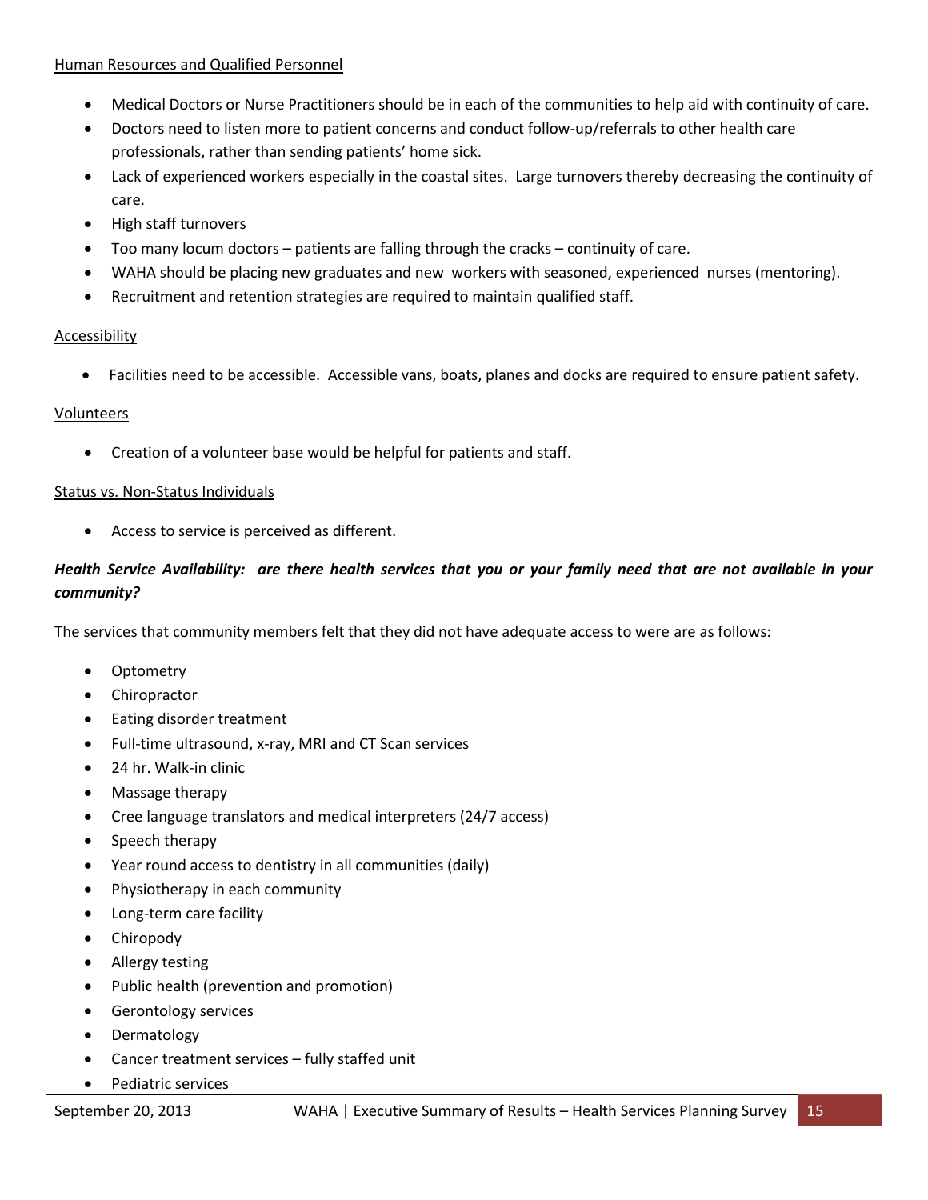Human Resources and Qualified Personnel

- Medical Doctors or Nurse Practitioners should be in each of the communities to help aid with continuity of care.
- Doctors need to listen more to patient concerns and conduct follow-up/referrals to other health care professionals, rather than sending patients' home sick.
- Lack of experienced workers especially in the coastal sites. Large turnovers thereby decreasing the continuity of care.
- High staff turnovers
- Too many locum doctors – patients are falling through the cracks – continuity of care.
- WAHA should be placing new graduates and new workers with seasoned, experienced nurses (mentoring).
- Recruitment and retention strategies are required to maintain qualified staff.

Accessibility

- Facilities need to be accessible. Accessible vans, boats, planes and docks are required to ensure patient safety.

Volunteers

- Creation of a volunteer base would be helpful for patients and staff.

Status vs. Non-Status Individuals

- Access to service is perceived as different.

***Health Service Availability: are there health services that you or your family need that are not available in your community?***

The services that community members felt that they did not have adequate access to were are as follows:

- Optometry
- Chiropractor
- Eating disorder treatment
- Full-time ultrasound, x-ray, MRI and CT Scan services
- 24 hr. Walk-in clinic
- Massage therapy
- Cree language translators and medical interpreters (24/7 access)
- Speech therapy
- Year round access to dentistry in all communities (daily)
- Physiotherapy in each community
- Long-term care facility
- Chiropody
- Allergy testing
- Public health (prevention and promotion)
- Gerontology services
- Dermatology
- Cancer treatment services – fully staffed unit
- Pediatric services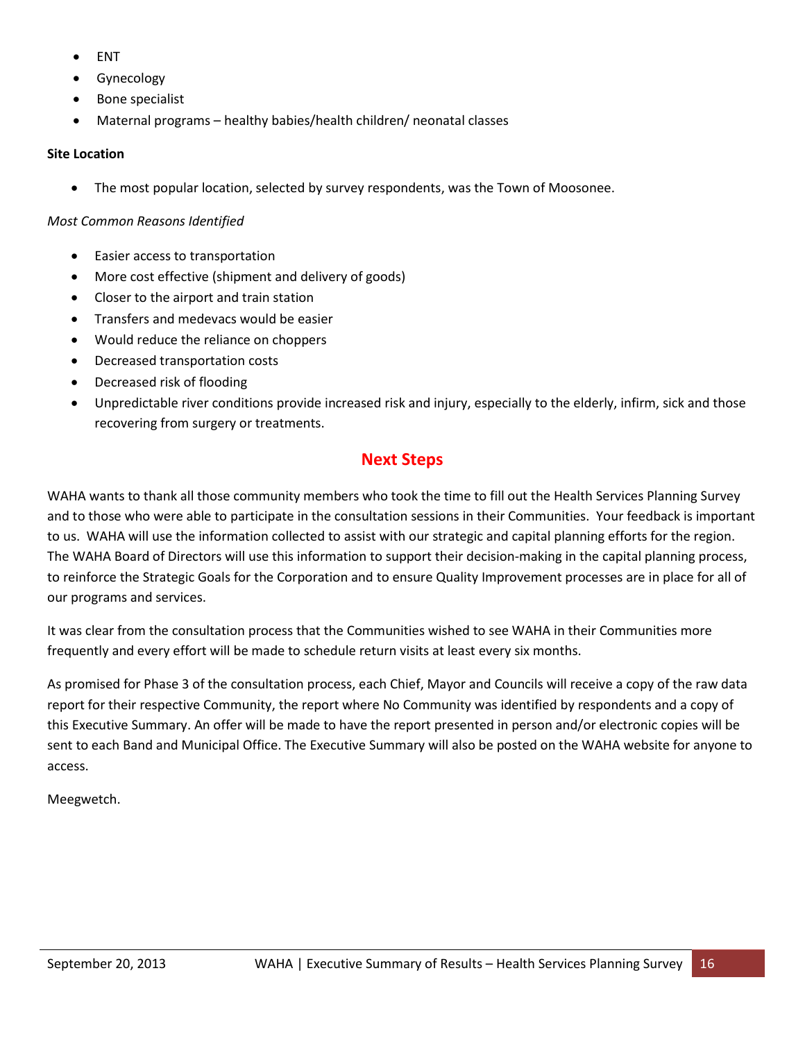- ENT
- Gynecology
- Bone specialist
- Maternal programs – healthy babies/health children/ neonatal classes

**Site Location**

- The most popular location, selected by survey respondents, was the Town of Moosonee.

*Most Common Reasons Identified*

- Easier access to transportation
- More cost effective (shipment and delivery of goods)
- Closer to the airport and train station
- Transfers and medevacs would be easier
- Would reduce the reliance on choppers
- Decreased transportation costs
- Decreased risk of flooding
- Unpredictable river conditions provide increased risk and injury, especially to the elderly, infirm, sick and those recovering from surgery or treatments.

## Next Steps

WAHA wants to thank all those community members who took the time to fill out the Health Services Planning Survey and to those who were able to participate in the consultation sessions in their Communities. Your feedback is important to us. WAHA will use the information collected to assist with our strategic and capital planning efforts for the region. The WAHA Board of Directors will use this information to support their decision-making in the capital planning process, to reinforce the Strategic Goals for the Corporation and to ensure Quality Improvement processes are in place for all of our programs and services.

It was clear from the consultation process that the Communities wished to see WAHA in their Communities more frequently and every effort will be made to schedule return visits at least every six months.

As promised for Phase 3 of the consultation process, each Chief, Mayor and Councils will receive a copy of the raw data report for their respective Community, the report where No Community was identified by respondents and a copy of this Executive Summary. An offer will be made to have the report presented in person and/or electronic copies will be sent to each Band and Municipal Office. The Executive Summary will also be posted on the WAHA website for anyone to access.

Meegwetch.